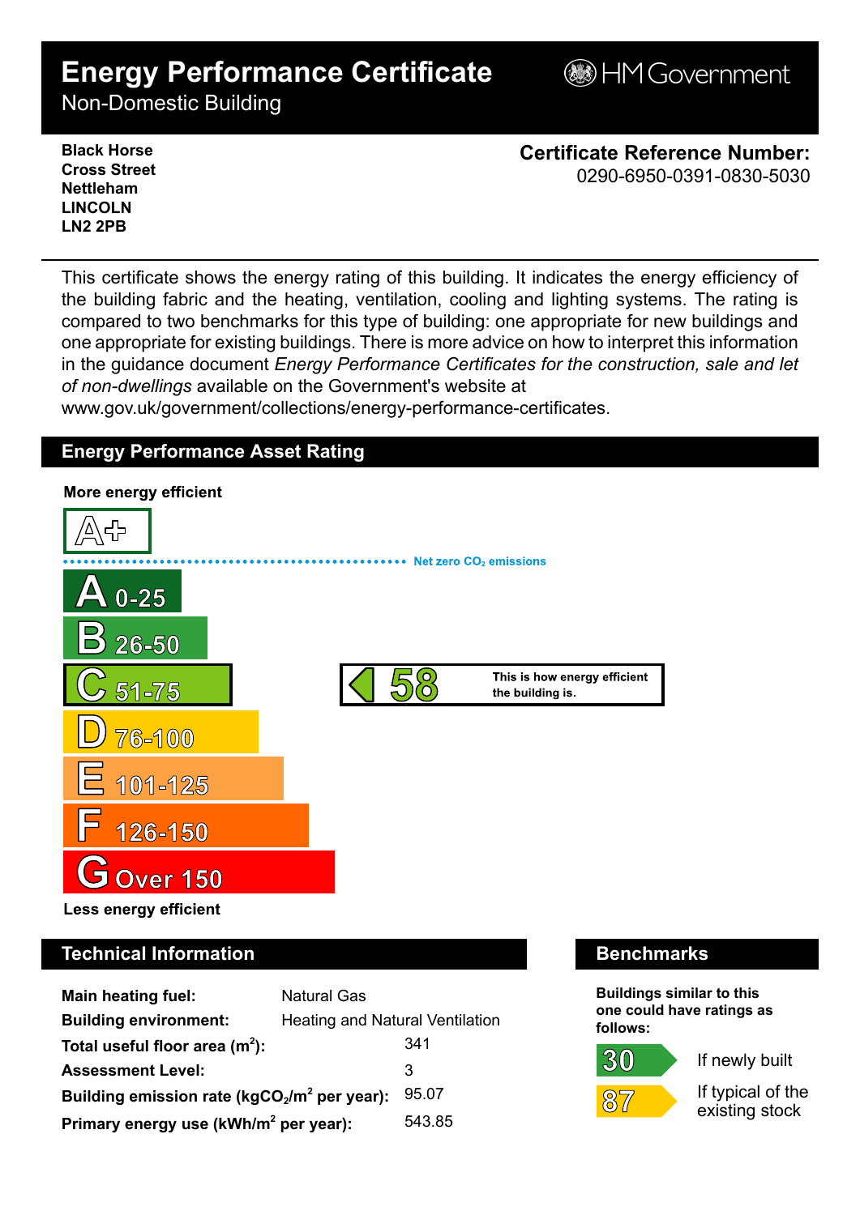# Energy Performance Certificate

Non-Domestic Building

HM Government

**Black Horse**
**Cross Street**
**Nettleham**
**LINCOLN**
**LN2 2PB**

**Certificate Reference Number:**
0290-6950-0391-0830-5030

This certificate shows the energy rating of this building. It indicates the energy efficiency of the building fabric and the heating, ventilation, cooling and lighting systems. The rating is compared to two benchmarks for this type of building: one appropriate for new buildings and one appropriate for existing buildings. There is more advice on how to interpret this information in the guidance document *Energy Performance Certificates for the construction, sale and let of non-dwellings* available on the Government's website at www.gov.uk/government/collections/energy-performance-certificates.

## Energy Performance Asset Rating

**More energy efficient**

A+

Net zero $CO_2$ emissions

A 0-25

B 26-50

C 51-75 — **58** This is how energy efficient the building is.

D 76-100

E 101-125

F 126-150

G Over 150

**Less energy efficient**

## Technical Information

| | |
|---|---|
| **Main heating fuel:** | Natural Gas |
| **Building environment:** | Heating and Natural Ventilation |
| **Total useful floor area ($m^2$):** | 341 |
| **Assessment Level:** | 3 |
| **Building emission rate ($kgCO_2/m^2$ per year):** | 95.07 |
| **Primary energy use ($kWh/m^2$ per year):** | 543.85 |

## Benchmarks

**Buildings similar to this one could have ratings as follows:**

30 — If newly built

87 — If typical of the existing stock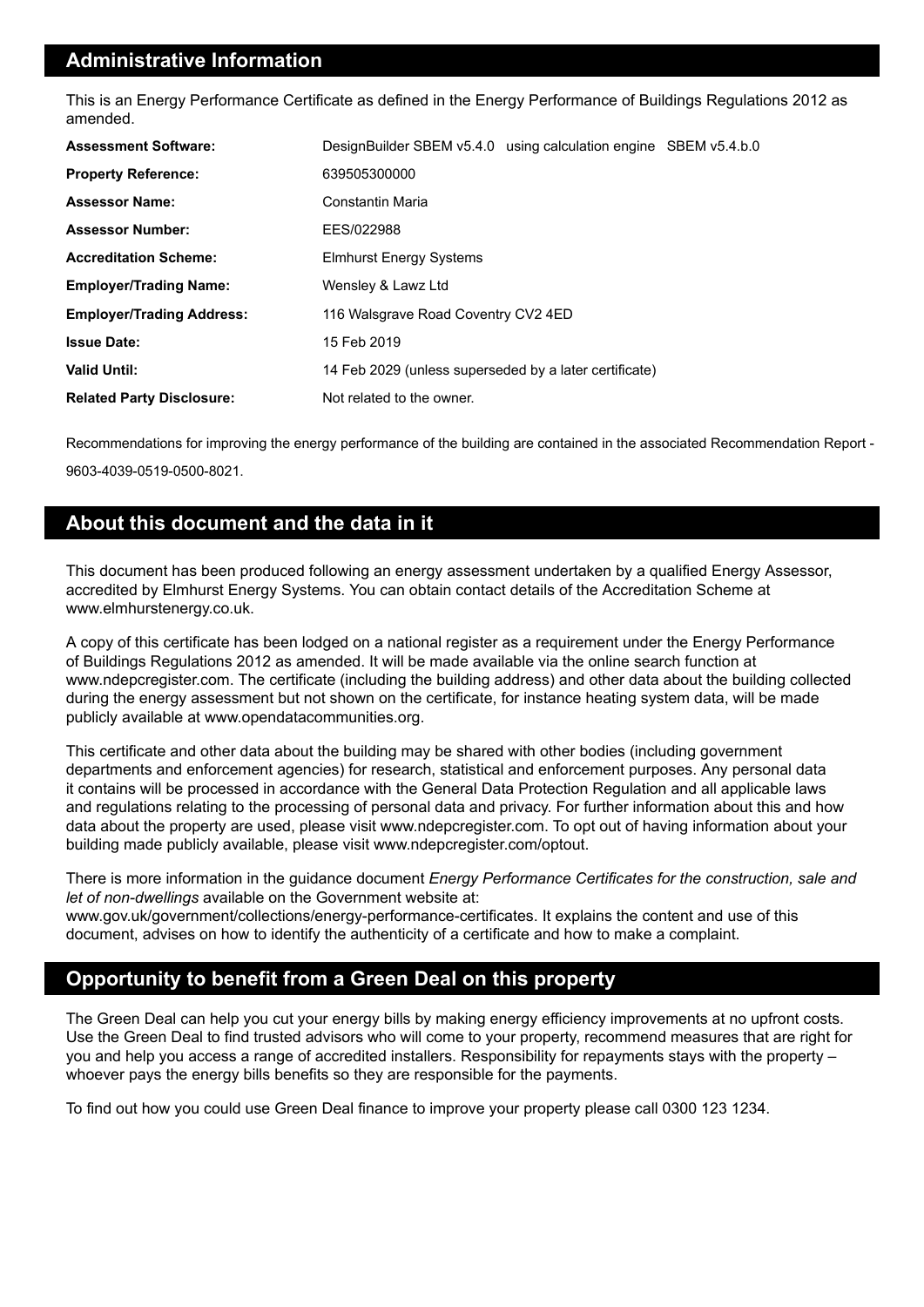## Administrative Information

This is an Energy Performance Certificate as defined in the Energy Performance of Buildings Regulations 2012 as amended.

| | |
|---|---|
| **Assessment Software:** | DesignBuilder SBEM v5.4.0 using calculation engine SBEM v5.4.b.0 |
| **Property Reference:** | 639505300000 |
| **Assessor Name:** | Constantin Maria |
| **Assessor Number:** | EES/022988 |
| **Accreditation Scheme:** | Elmhurst Energy Systems |
| **Employer/Trading Name:** | Wensley & Lawz Ltd |
| **Employer/Trading Address:** | 116 Walsgrave Road Coventry CV2 4ED |
| **Issue Date:** | 15 Feb 2019 |
| **Valid Until:** | 14 Feb 2029 (unless superseded by a later certificate) |
| **Related Party Disclosure:** | Not related to the owner. |

Recommendations for improving the energy performance of the building are contained in the associated Recommendation Report - 9603-4039-0519-0500-8021.

## About this document and the data in it

This document has been produced following an energy assessment undertaken by a qualified Energy Assessor, accredited by Elmhurst Energy Systems. You can obtain contact details of the Accreditation Scheme at www.elmhurstenergy.co.uk.

A copy of this certificate has been lodged on a national register as a requirement under the Energy Performance of Buildings Regulations 2012 as amended. It will be made available via the online search function at www.ndepcregister.com. The certificate (including the building address) and other data about the building collected during the energy assessment but not shown on the certificate, for instance heating system data, will be made publicly available at www.opendatacommunities.org.

This certificate and other data about the building may be shared with other bodies (including government departments and enforcement agencies) for research, statistical and enforcement purposes. Any personal data it contains will be processed in accordance with the General Data Protection Regulation and all applicable laws and regulations relating to the processing of personal data and privacy. For further information about this and how data about the property are used, please visit www.ndepcregister.com. To opt out of having information about your building made publicly available, please visit www.ndepcregister.com/optout.

There is more information in the guidance document *Energy Performance Certificates for the construction, sale and let of non-dwellings* available on the Government website at: www.gov.uk/government/collections/energy-performance-certificates. It explains the content and use of this document, advises on how to identify the authenticity of a certificate and how to make a complaint.

## Opportunity to benefit from a Green Deal on this property

The Green Deal can help you cut your energy bills by making energy efficiency improvements at no upfront costs. Use the Green Deal to find trusted advisors who will come to your property, recommend measures that are right for you and help you access a range of accredited installers. Responsibility for repayments stays with the property – whoever pays the energy bills benefits so they are responsible for the payments.

To find out how you could use Green Deal finance to improve your property please call 0300 123 1234.